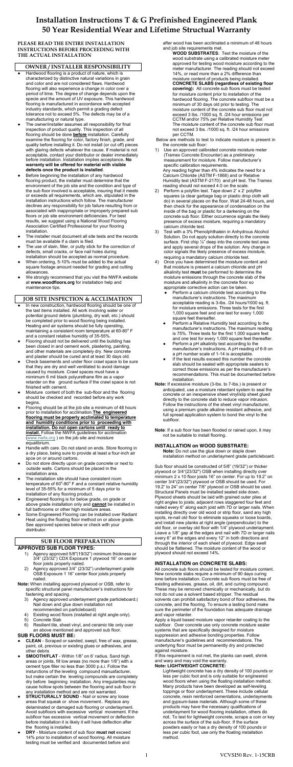# Installation Instructions T & G Prefinished Engineered Plank 50 Year Residential Wear and Lifetime Structual Warranty

**PLEASE READ THE ENTIRE INSTALLATION INSTRUCTIONS BEFORE PROCEEDING WITH THE ACTUAL INSTALLATION**

## OWNER / INSTALLER RESPONSIBILITY

- Hardwood flooring is a product of nature, which is characterized by distinctive natural variations in grain and color and are not considered flaws. Hardwood flooring will also experience a change in color over a period of time. The degree of change depends upon the specie and the amount of UV exposure. This hardwood flooring is manufactured in accordance with accepted industry standards, which permit a grading defect tolerance not to exceed 5%. The defects may be of a manufacturing or natural type.
- The owner/installer assumes all responsibility for final inspection of product quality. This inspection of all flooring should be done **before** installation. Carefully examine the flooring for color, factory finish, grade, and quality before installing it. Do not install (or cut off) pieces with glaring defects whatever the cause. If material is not acceptable, contact your distributor or dealer immediately before installation. Installation implies acceptance**. No warranty will be offered for material with visible defects once the product is installed**.
- Before beginning the installation of any hardwood flooring product, the installer must determine that the environment of the job site and the condition and type of the sub floor involved is acceptable, insuring that it meets or exceeds all requirements, which are, stipulated in the installation instructions which follow. The manufacturer declines any responsibility for job failure resulting from or associated with inappropriate or improperly prepared sub floors or job site environment deficiencies. For best results, we suggest using a National Wood Flooring Association Certified Professional for your flooring installation.
- The installer must document all site tests and the records must be available if a claim is filed.
- The use of stain, filler, or putty stick for the correction of defects, small cracks, or face nail holes during installation should be accepted as normal procedure.
- When ordering, 5-10% must be added to the actual square footage amount needed for grading and cutting allowances.
- We strongly recommend that you visit the NWFA website at **www.woodfloors.org** for installation help and maintenance tips.

## JOB SITE INSPECTION & ACCLIMATION

- In new construction, hardwood flooring should be one of the last items installed. All work involving water or potential ground debris (plumbing, dry wall, etc.) should be completed prior to wood flooring being installed. Heating and air systems should be fully operating, maintaining a consistent room temperature at 60-80° F and a constant relative humidity of 35-55%.
- Flooring should not be delivered until the building has been closed in and cement work, plastering, painting, and other materials are completely dry. New concrete and plaster should be cured and at least 30 days old.
- Check basements and under floor crawl space to be sure that they are dry and well ventilated to avoid damage caused by moisture. Crawl spaces must have a mimimum 6 mil black polyurethane film as a vapor retarder on the ground surface if the crawl space is not finished with cement.
- Moisture content of both the sub-floor and the flooring should be checked and recorded before any work begins.
- Flooring should be at the job site a minimum of 48 hours prior to installation for acclimation.**The engineered flooring must be properly acclimated to temperature and humidity conditions prior to proceeding with installation. Do not open cartons until ready to install.** Follow the NWFA guidelines for acclimation (www.nwfa.org ) on the job site and moisture equalibrium.
- Handle with care. Do not stand on ends. Store flooring in a dry place, being sure to provide at least a four-inch air spce on or around cartons.
- Do not store directly upon on grade concrete or next to outside walls. Cartons should be placed in the installation area.
- The installation site should have consistent room temperature of 60°-80° F and a constant relative humidity level of 35-55% for a minimum of 5 days prior to installation of any flooring product.
- Engineered flooring is for below grade, on grade or above grade installation only and **cannot** be installed in full bathrooms or other high moisture areas.
- Some Engineered Flooring can be installed over Radiant Heat using the floating floor method on or above grade. See approved species below or check with your distributor.

## SUB FLOOR PREPARATION

### APPROVED SUB FLOOR TYPES:

1) Agency approved 5/8"(19/32") minimum thickness or 3/4" (23/32") CDX Exposure 1 plywood 16" on center floor joists properly nailed.
2) Agency approved 3/4" (23/32") underlayment grade OSB Exposure 1 16" center floor joists properly nailed.

**Note:** When installing approved plywood or OSB, refer to specific structural panel manufacturer's instructions for fastening and spacing.

3) Agency approved underlayment grade particleboard.( Nail down and glue down installation not recommended on particleboard)
4) Existing wood floors (installed at right angle only).
5) Concrete Slab
6) Resilient tile, sheet vinyl, and ceramic tile only over an above mentioned and approved sub floor.

### SUB FLOORS MUST BE:

- **CLEAN** - Scraped or sanded, swept, free of wax, grease, paint, oil, previous or existing glues or adhesives, and other debris
- **SMOOTH/FLAT** - Within 1/8" on 6' radius. Sand high areas or joints, fill low areas (no more than 1/8") with a cement type filler no less than 3000 p.s.i. Follow the insturctions of the leveling compound manufacturer, but make certain the leveling compounds are completely dry before beginning installation. Any irregularities may cause hollow spots between the flooring and sub floor in any installation method and are not warranted.
- **STRUCTURALLY SOUND** - Nail or screw any loose areas that squeak or show movement.. Replace any delaminated or damaged sub flooring or underlayment. Avoid subfloors with excessive vertical movement. If the subfloor has excessive vertical movement or deflection before installation it is likely it will have deflection after the flooring is installed.
- **DRY** - Moisture content of sub floor **must not** exceed 14% prior to installation of wood flooring. All moisture testing must be verified and documented before and after wood has been acclimated a minimum of 48 hours and job site requirements met.

  **WOOD SUBSTRATES**: Test the moisture of the wood substrate using a calibrated moisture meter approved for testing wood moisture according to the meter manufacturer. The reading should not exceed 14%, or read more than a 2% difference than moisture content of products being installed.

  **CONCRETE SLABS (regardless of existing floor covering):** All concrete sub floors must be tested for moisture content prior to installation of the hardwood flooring. The concrete subfloor must be a minimum of 30 days old prior to testing. The moisture content of the concrete sub floor must not exceed 3 lbs. /1000 sq. ft. /24 hour emissions per CCTM and/or 75% per Relative Humidity Test The moisture content of the concrete sub floor must not exceed 3 lbs. /1000 sq. ft. /24 hour emissions per CCTM.

Below are methods to test to indicate moisture is present in the concrete sub floor:

1) Use an approved calibrated concrete moisture meter (Tramex Concrete Encounter) as a preliminary measurement for moisture. Follow manufacturer's specific calibration requirements. Any reading higher than 4% indicates the need for a Calcium Chloride (ASTM F-1868) and or Relative Humidity test (ASTM F-2170) and pH test. The Tramex reading should not exceed 4.0 on the scale.
2) Perform a polyfilm test. Tape down 2' x 2' polyfilm squares (a clear garbage bag or plastic drop cloth will do) in several places on the floor. Wait 24-48 hours, and then check for the appearance of condensation on the inside of the bag or plastic for a darkening on the concrete sub floor. Either occurrence signals the likely presence of excess moisture, requiring a mandatory calcium chloride test.
3) Test with a 3% Phenolphthalein in Anhydrous Alcohol Solution. Do not apply solution directly to the concrete surface. First chip ¼" deep into the concrete test area and apply several drops of the solution. Any change in color signals the likely presence of excess moisture, requiring a mandatory calcium chloride test.
4) Once you have determined the moisture content and that moisture is present a calcium chloride and pH alkalinity test **must** be performed to determine the moisture emissions through the concrete slab of the moisture and alkalinity in the concrete floor so appropriate corrective action can be taken.
   - Perform a calcium chloride test according to the manufacturer's instructions. The maximum acceptable reading is 3-lbs. /24 hours/1000 sq. ft. for moisture emissions. Three tests for the first 1,000 square feet and one test for every 1,000 square feet thereafter.
   - Perform a Relative Humidity test according to the manufacturer's instructions. The maximum reading is 75%. Three tests for the first 1,000 square feet and one test for every 1,000 square feet thereafter.
   - Perform a pH alkalinity test according to the manufacturer's instructions. A pH reading of 6-9 on a pH number scale of 1-14 is acceptable.
   - If the test results exceed this number the concrete slab should be sealed with appropriate sealers to correct those emissions as per the manufacturer's recommendations. This must be documented before installation.

**Note:** If excessive moisture (3-lbs. to 7-lbs.) is present or anticipated, use a moisture retardant system to seal the concrete or an inexpensive sheet vinyl/slip sheet glued directly to the concrete slab to reduce vapor intrusion. Follow the instructions of the sheet vinyl manufacturer, using a premium grade alkaline resistant adhesive, and full spread application system to bond the vinyl to the subfloor.

**Note**: If a sub floor has been flooded or rained upon, it may not be suitable to install flooring.

## INSTALLATION on WOOD SUBSTRATE:

**Note:** Do not use the glue down or staple down installation method on underlayment grade particleboard.

Sub floor should be constructed of 5/8" (19/32") or thicker plywood or 3/4"(23/32") OSB when installing directly over minimum 2 x 10 floor joists 16" on center. For up to 19.2" on center 3/4"(23/32") plywood or OSB should be used. For 19.2" to 24" on center 7/8" plywood or OSB should be used. Structural Panels must be installed sealed side down. Plywood sheets should be laid with grained outer plies at right angles to joists; adjacent rows staggered four feet and nailed every 6" along each joist with 7D or larger nails. When installing directly over old wood or strip floor, sand any high spots, re-nail old floor to eliminate squeaks or loose boards, and install new planks at right angle (perpendicular) to the old floor, or overlay old floor with 1/4" plywood underlayment. Leave a 1/8" gap at the edges and nail with 7D or larger nails every 6" at the edges and every 12" in both directions and through the interior of each sheet of plywood. Edge swell should be flattened. The moisture content of the wood or plywood should not exceed 14%.

## INSTALLATION on CONCRETE SLABS:

All concrete sub floors should be tested for moisture content. New concrete slabs require a minimum of 90 days curing time before installation. Concrete sub floors must be free of existing adhesives, grease, oil, dirt, and curing compound. These may be removed chemically or mechanically, but do not do not use a solvent based stripper. The residual solvents can prohibit satisfactory bond of floor adhesives, the concrete, and the flooring. To ensure a lasting bond make sure the perimeter of the foundation has adequate drainage and vapor retarder.

Apply a liquid based moisture vapor retarder coating to the subfloor. Over concrete use only concrete moisture sealer systems that are specifically designed for moisture suppression and adhesive bonding properties. Follow manufacturer's guidelines and recommendations. The underlying floor must be permanently dry and protected against moisture.

If this requirement is not met, the planks can swell, shrink and warp and may void the warranty.

**Note: LIGHTWEIGHT CONCRETE:**

Lightweight concrete has a density of 100 pounds or less per cubic foot and is only suitable for engineered wood floors when using the floating installation method. Many products have been developed as self-leveling toppings or floor underlayment. These include cellular concrete, resin reinforced cementations, underlayments and gypsum-base materials. Although some of these products may have the necessary qualifications of underlayment for wood flooring installation, others do not. To test for lightweight concrete, scrape a coin or key across the surface of the sub-floor. If the surface powders easily or has a dry density of 100 pounds or less per cubic foot, use only the floating installation method.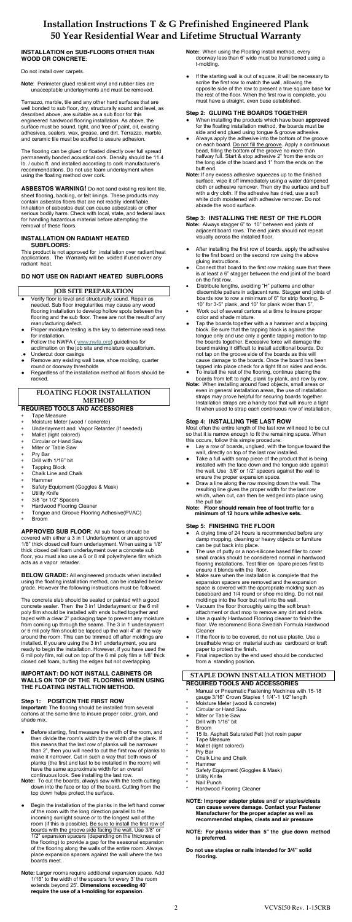# Installation Instructions T & G Prefinished Engineered Plank 50 Year Residential Wear and Lifetime Structual Warranty

**INSTALLATION on SUB-FLOORS OTHER THAN WOOD OR CONCRETE**:

Do not install over carpets.

**Note**: Perimeter glued resilient vinyl and rubber tiles are unacceptable underlayments and must be removed.

Terrazzo, marble, tile and any other hard surfaces that are well bonded to sub floor, dry, structurally sound and level, as described above, are suitable as a sub floor for this engineered hardwood flooring installation. As above, the surface must be sound, tight, and free of paint, oil, existing adhesives, sealers, wax, grease, and dirt. Terrazzo, marble, and ceramic tile must be scuffed to assure adhesion.

The flooring can be glued or floated directly over full spread permanently bonded acoustical cork. Density should be 11.4 lb. / cubic ft. and installed according to cork manufacturer's recommendations. Do not use foam underlayment when using the floating method over cork.

**ASBESTOS WARNING!** Do not sand existing resilient tile, sheet flooring, backing, or felt linings. These products may contain asbestos fibers that are not readily identifiable. Inhalation of asbestos dust can cause asbestosis or other serious bodily harm. Check with local, state, and federal laws for handling hazardous material before attempting the removal of these floors.

**INSTALLATION ON RADIANT HEATED SUBFLOORS:**

This product is not approved for installation over radiant heat applications. The Warranty will be voided if used over any radiant heat.

**DO NOT USE ON RADIANT HEATED SUBFLOORS**

## JOB SITE PREPARATION

- Verify floor is level and structurally sound. Repair as needed. Sub floor irregularities may cause any wood flooring installation to develop hollow spots between the flooring and the sub floor. These are not the result of any manufacturing defect.
- Proper moisture testing is the key to determine readiness for installation.
- Follow the NWFA ( www.nwfa.org) guidelines for acclimation on the job site and moisture equalibrium.
- Undercut door casings
- Remove any existing wall base, shoe molding, quarter round or doorway thresholds
- Regardless of the installation method all floors should be racked.

## FLOATING FLOOR INSTALLATION METHOD

**REQUIRED TOOLS AND ACCESSORIES**

- Tape Measure
- Moisture Meter (wood / concrete)
- Underlayment and Vapor Retarder (If needed)
- Mallet (light colored)
- Circular or Hand Saw
- Miter or Table Saw
- Pry Bar
- Drill with 1/16" bit
- Tapping Block
- Chalk Line and Chalk
- Hammer
- Safety Equipment (Goggles & Mask)
- Utility Knife
- 3/8 "or 1/2" Spacers
- Hardwood Flooring Cleaner
- Tongue and Groove Flooring Adhesive(PVAC)
- Broom

**APPROVED SUB FLOOR**: All sub floors should be covered with either a 3 in 1 Underlayment or an approved 1/8" thick closed cell foam underlayment. When using a 1/8" thick closed cell foam underlayment over a concrete sub floor, you must also use a 6 or 8 mil polyethylene film which acts as a vapor retarder.

**BELOW GRADE:** All engineered products when installed using the floating installation method, can be installed below grade. However the following instructions must be followed.

The concrete slab should be sealed or painted with a good concrete sealer. Then the 3 in1 Underlayment or the 6 mil poly film should be installed with ends butted together and taped with a clear 2" packaging tape to prevent any moisture from coming up through the seams. The 3 in 1 underlayment or 6 mil poly film should be lapped up the wall 4" all the way around the room. This can be trimmed off after moldings are installed. If you are using the 3 in1 underlayment, you are ready to begin the installation. However, if you have used the 6 mil poly film, roll out on top of the 6 mil poly film a 1/8" thick closed cell foam, butting the edges but not overlapping.

**IMPORTANT: DO NOT INSTALL CABINETS OR WALLS ON TOP OF THE FLOORING WHEN USING THE FLOATING INSTALLTION METHOD.**

### Step 1: POSITION THE FIRST ROW

**Important:** The flooring should be installed from several cartons at the same time to insure proper color, grain, and shade mix.

- Before starting, first measure the width of the room, and then divide the room's width by the width of the plank. If this means that the last row of planks will be narrower than 2", then you will need to cut the first row of planks to make it narrower. Cut in such a way that both rows of planks (the first and last to be installed in the room) will have the same approximate width for an overall continuous look. See installing the last row.

**Note:** To cut the boards, always saw with the teeth cutting down into the face or top of the board**.** Cutting from the top down helps protect the surface.

- Begin the installation of the planks in the left hand corner of the room with the long direction parallel to the incoming sunlight source or to the longest wall of the room (if this is possible). Be sure to install the first row of boards with the groove side facing the wall. Use 3/8" or 1/2" expansion spacers (depending on the thickness of the flooring) to provide a gap for the seasonal expansion of the flooring along the walls of the entire room. Always place expansion spacers against the wall where the two boards meet.

**Note:** Larger rooms require additional expansion space. Add 1/16" to the width of the spacers for every 3' the room extends beyond 25'. **Dimensions exceeding 40' require the use of a t-molding for expansion**.

**Note:** When using the Floating install method, every doorway less than 6' wide must be transitioned using a t-molding.

- If the starting wall is out of square, it will be necessary to scribe the first row to match the wall, allowing the opposite side of the row to present a true square base for the rest of the floor. When the first row is complete, you must have a straight, even base established.

### Step 2: GLUING THE BOARDS TOGETHER

- When installing the products which have been **approved** for the floating installation method, the boards must be side and end glued using tongue & groove adhesive.
- Always apply the adhesive into the bottom of the groove on each board. Do not fill the groove. Apply a continuous bead, filling the bottom of the groove no more than halfway full. Start & stop adhesive 2" from the ends on the long side of the board and 1" from the ends on the butt end.

**Note:** If any excess adhesive squeezes up to the finished surface, wipe it off immediately using a water dampened cloth or adhesive remover. Then dry the surface and buff with a dry cloth. If the adhesive has dried, use a soft white cloth moistened with adhesive remover. Do not abrade the wood surface.

### Step 3: INSTALLING THE REST OF THE FLOOR

**Note:** Always stagger 6" to 10" between end joints of adjacent board rows. The end joints should not repeat visually across the installed floor.

- After installing the first row of boards, apply the adhesive to the first board on the second row using the above gluing instructions.
- Connect that board to the first row making sure that there is at least a 6" stagger between the end joint of the board on the first row.
- Distribute lengths, avoiding "H" patterns and other discernible patters in adjacent runs. Stagger end joints of boards row to row a minimum of 6" for strip flooring, 8-10" for 3-5" plank, and 10" for plank wider than 5",
- Work out of several cartons at a time to insure proper color and shade mixture.
- Tap the boards together with a a hammer and a tapping block. Be sure that the tapping block is against the tongue only and use only a gentle tapping motion to tap the boards together. Excessive force will damage the board making it difficult to install additional boards. Do not tap on the groove side of the boards as this will cause damage to the boards. Once the board has been tapped into place check for a tight fit on sides and ends.
- To install the rest of the flooring, continue placing the boards from left to right, plank by plank, and row by row.

**Note:** When installing around fixed objects, small areas or even in general installation areas, the use of installation straps may prove helpful for securing boards together. Installation straps are a handy tool that will insure a tight fit when used to strap each continuous row of installation.

### Step 4: INSTALLING THE LAST ROW

Most often the entire length of the last row will need to be cut so that it is narrow enough to fit the remaining space. When this occurs, follow this simple procedure:

- Lay a row of boards, unglued, with the tongue toward the wall, directly on top of the last row installed.
- Take a full width scrap piece of the product that is being installed with the face down and the tongue side against the wall. Use 3/8" or 1/2" spacers against the wall to ensure the proper expansion space.
- Draw a line along the row moving down the wall. The resulting line gives the proper width for the last row which, when cut, can then be wedged into place using the pull bar.

**Note: Floor should remain free of foot traffic for a minimum of 12 hours while adhesive sets.**

### Step 5: FINISHING THE FLOOR

- A drying time of 24 hours is recommended before any damp mopping, cleaning or heavy objects or furniture can be put back into place.
- The use of putty or a non-silicone based filler to cover small cracks should be considered normal in hardwood flooring installations. Test filler on spare pieces first to ensure it blends with the floor.
- Make sure when the installation is complete that the expansion spacers are removed and the expansion space is covered with the appropriate molding such as baseboard and 1/4 round or shoe molding. Do not nail moldings into the floor but nail into the wall.
- Vacuum the floor thoroughly using the soft brush attachment or dust mop to remove any dirt and debris.
- Use a quality Hardwood Flooring cleaner to finish the floor. We recommend Bona Swedish Formula Hardwood Cleaner
- If the floor is to be covered, do not use plastic. Use a breathable wrap or material such as cardboard or kraft paper to protect the finish.
- Final inspection by the end used should be conducted from a standing position.

## STAPLE DOWN INSTALLATION METHOD

**REQUIRED TOOLS AND ACCESSORIES**

- Manual or Pneumatic Fastening Machines with 15-18 gauge 3/16" Crown Staples 1 1/4"-1 1/2" length
- Moisture Meter (wood & concrete)
- Circular or Hand Saw
- Miter or Table Saw
- Drill with 1/16" bit
- Broom
- 15 lb. Asphalt Saturated Felt (not rosin paper
- Tape Measure
- Mallet (light colored)
- Pry Bar
- Chalk Line and Chalk
- Hammer
- Safety Equipment (Goggles & Mask)
- Utility Knife
- Nail Punch
- Hardwood Flooring Cleaner

**NOTE: Improper adapter plates and/ or staples/cleats can cause severe damage. Contact your Fastener Manufacturer for the proper adapter as well as recommended staples, cleats and air pressure**

**NOTE: For planks wider than 5" the glue down method is preferred.**

**Do not use staples or nails intended for 3/4" solid flooring.**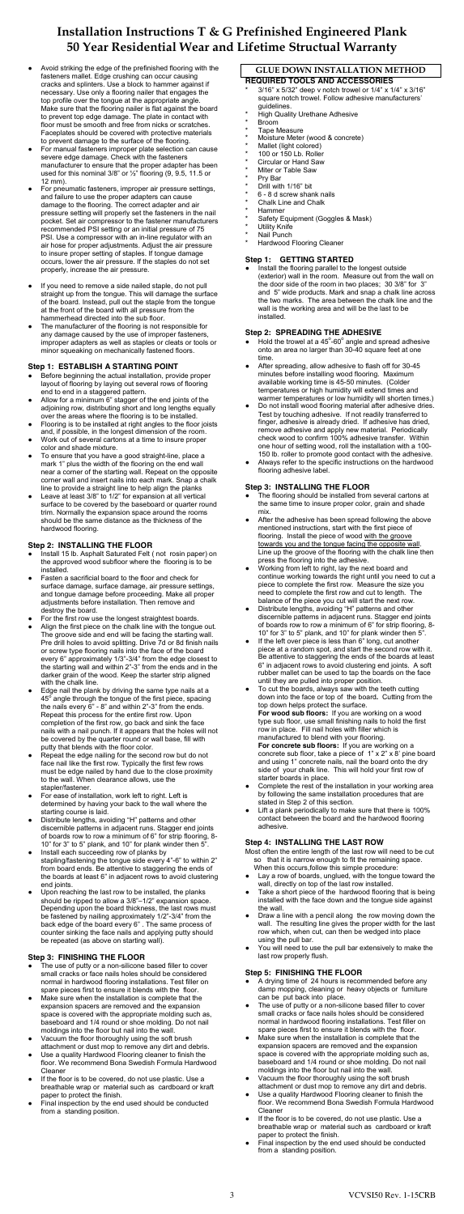# Installation Instructions T & G Prefinished Engineered Plank 50 Year Residential Wear and Lifetime Structural Warranty

- Avoid striking the edge of the prefinished flooring with the fasteners mallet. Edge crushing can occur causing cracks and splinters. Use a block to hammer against if necessary. Use only a flooring nailer that engages the top profile over the tongue at the appropriate angle. Make sure that the flooring nailer is flat against the board to prevent top edge damage. The plate in contact with floor must be smooth and free from nicks or scratches. Faceplates should be covered with protective materials to prevent damage to the surface of the flooring.
- For manual fasteners improper plate selection can cause severe edge damage. Check with the fasteners manufacturer to ensure that the proper adapter has been used for this nominal 3/8" or ½" flooring (9, 9.5, 11.5 or 12 mm).
- For pneumatic fasteners, improper air pressure settings, and failure to use the proper adapters can cause damage to the flooring. The correct adapter and air pressure setting will properly set the fasteners in the nail pocket. Set air compressor to the fastener manufacturers recommended PSI setting or an initial pressure of 75 PSI. Use a compressor with an in-line regulator with an air hose for proper adjustments. Adjust the air pressure to insure proper setting of staples. If tongue damage occurs, lower the air pressure. If the staples do not set properly, increase the air pressure.
- If you need to remove a side nailed staple, do not pull straight up from the tongue. This will damage the surface of the board. Instead, pull out the staple from the tongue at the front of the board with all pressure from the hammerhead directed into the sub floor.
- The manufacturer of the flooring is not responsible for any damage caused by the use of improper fasteners, improper adapters as well as staples or cleats or tools or minor squeaking on mechanically fastened floors.

### Step 1: ESTABLISH A STARTING POINT

- Before beginning the actual installation, provide proper layout of flooring by laying out several rows of flooring end to end in a staggered pattern.
- Allow for a minimum 6" stagger of the end joints of the adjoining row, distributing short and long lengths equally over the areas where the flooring is to be installed.
- Flooring is to be installed at right angles to the floor joists and, if possible, in the longest dimension of the room.
- Work out of several cartons at a time to insure proper color and shade mixture.
- To ensure that you have a good straight-line, place a mark 1" plus the width of the flooring on the end wall near a corner of the starting wall. Repeat on the opposite corner wall and insert nails into each mark. Snap a chalk line to provide a straight line to help align the planks
- Leave at least 3/8" to 1/2" for expansion at all vertical surface to be covered by the baseboard or quarter round trim. Normally the expansion space around the rooms should be the same distance as the thickness of the hardwood flooring.

### Step 2: INSTALLING THE FLOOR

- Install 15 lb. Asphalt Saturated Felt ( not rosin paper) on the approved wood subfloor where the flooring is to be installed.
- Fasten a sacrificial board to the floor and check for surface damage, surface damage, air pressure settings, and tongue damage before proceeding. Make all proper adjustments before installation. Then remove and destroy the board.
- For the first row use the longest straightest boards.
- Align the first piece on the chalk line with the tongue out. The groove side and end will be facing the starting wall. Pre drill holes to avoid splitting. Drive 7d or 8d finish nails or screw type flooring nails into the face of the board every 6" approximately 1/3"-3/4" from the edge closest to the starting wall and within 2"-3" from the ends and in the darker grain of the wood. Keep the starter strip aligned with the chalk line.
- Edge nail the plank by driving the same type nails at a 45° angle through the tongue of the first piece, spacing the nails every 6" - 8" and within 2"-3" from the ends. Repeat this process for the entire first row. Upon completion of the first row, go back and sink the face nails with a nail punch. If it appears that the holes will not be covered by the quarter round or wall base, fill with putty that blends with the floor color.
- Repeat the edge nailing for the second row but do not face nail like the first row. Typically the first few rows must be edge nailed by hand due to the close proximity to the wall. When clearance allows, use the stapler/fastener.
- For ease of installation, work left to right. Left is determined by having your back to the wall where the starting course is laid.
- Distribute lengths, avoiding "H" patterns and other discernible patterns in adjacent runs. Stagger end joints of boards row to row a minimum of 6" for strip flooring, 8-10" for 3" to 5" plank, and 10" for plank winder then 5".
- Install each succeeding row of planks by stapling/fastening the tongue side every 4"-6" to within 2" from board ends. Be attentive to staggering the ends of the boards at least 6" in adjacent rows to avoid clustering end joints.
- Upon reaching the last row to be installed, the planks should be ripped to allow a 3/8"–1/2" expansion space. Depending upon the board thickness, the last rows must be fastened by nailing approximately 1/2"-3/4" from the back edge of the board every 6" . The same process of counter sinking the face nails and applying putty should be repeated (as above on starting wall).

### Step 3: FINISHING THE FLOOR

- The use of putty or a non-silicone based filler to cover small cracks or face nails holes should be considered normal in hardwood flooring installations. Test filler on spare pieces first to ensure it blends with the floor.
- Make sure when the installation is complete that the expansion spacers are removed and the expansion space is covered with the appropriate molding such as, baseboard and 1/4 round or shoe molding. Do not nail moldings into the floor but nail into the wall.
- Vacuum the floor thoroughly using the soft brush attachment or dust mop to remove any dirt and debris.
- Use a quality Hardwood Flooring cleaner to finish the floor. We recommend Bona Swedish Formula Hardwood Cleaner
- If the floor is to be covered, do not use plastic. Use a breathable wrap or material such as cardboard or kraft paper to protect the finish.
- Final inspection by the end used should be conducted from a standing position.

## GLUE DOWN INSTALLATION METHOD

### REQUIRED TOOLS AND ACCESSORIES

* 3/16" x 5/32" deep v notch trowel or 1/4" x 1/4" x 3/16" square notch trowel. Follow adhesive manufacturers' guidelines.
* High Quality Urethane Adhesive
* Broom
* Tape Measure
* Moisture Meter (wood & concrete)
* Mallet (light colored)
* 100 or 150 Lb. Roller
* Circular or Hand Saw
* Miter or Table Saw
* Pry Bar
* Drill with 1/16" bit
* 6 - 8 d screw shank nails
* Chalk Line and Chalk
* Hammer
* Safety Equipment (Goggles & Mask)
* Utility Knife
* Nail Punch
* Hardwood Flooring Cleaner

### Step 1: GETTING STARTED

- Install the flooring parallel to the longest outside (exterior) wall in the room. Measure out from the wall on the door side of the room in two places; 30 3/8" for 3" and 5" wide products. Mark and snap a chalk line across the two marks. The area between the chalk line and the wall is the working area and will be the last to be installed.

### Step 2: SPREADING THE ADHESIVE

- Hold the trowel at a 45°-60° angle and spread adhesive onto an area no larger than 30-40 square feet at one time.
- After spreading, allow adhesive to flash off for 30-45 minutes before installing wood flooring. Maximum available working time is 45-50 minutes. (Colder temperatures or high humidity will extend times and warmer temperatures or low humidity will shorten times.)
- Do not install wood flooring material after adhesive dries. Test by touching adhesive. If not readily transferred to finger, adhesive is already dried. If adhesive has dried, remove adhesive and apply new material. Periodically check wood to confirm 100% adhesive transfer. Within one hour of setting wood, roll the installation with a 100-150 lb. roller to promote good contact with the adhesive.
- Always refer to the specific instructions on the hardwood flooring adhesive label.

### Step 3: INSTALLING THE FLOOR

- The flooring should be installed from several cartons at the same time to insure proper color, grain and shade mix.
- After the adhesive has been spread following the above mentioned instructions, start with the first piece of flooring. Install the piece of wood with the groove towards you and the tongue facing the opposite wall. Line up the groove of the flooring with the chalk line then press the flooring into the adhesive.
- Working from left to right, lay the next board and continue working towards the right until you need to cut a piece to complete the first row. Measure the size you need to complete the first row and cut to length. The balance of the piece you cut will start the next row.
- Distribute lengths, avoiding "H" patterns and other discernible patterns in adjacent runs. Stagger end joints of boards row to row a minimum of 6" for strip flooring, 8-10" for 3" to 5" plank, and 10" for plank winder then 5".
- If the left over piece is less than 6" long, cut another piece at a random spot, and start the second row with it. Be attentive to staggering the ends of the boards at least 6" in adjacent rows to avoid clustering end joints. A soft rubber mallet can be used to tap the boards on the face until they are pulled into proper position.
- To cut the boards, always saw with the teeth cutting down into the face or top of the board. Cutting from the top down helps protect the surface.
  **For wood sub floors:** If you are working on a wood type sub floor, use small finishing nails to hold the first row in place. Fill nail holes with filler which is manufactured to blend with your flooring.
  **For concrete sub floors:** If you are working on a concrete sub floor, take a piece of 1" x 2" x 8' pine board and using 1" concrete nails, nail the board onto the dry side of your chalk line. This will hold your first row of starter boards in place.
- Complete the rest of the installation in your working area by following the same installation procedures that are stated in Step 2 of this section.
- Lift a plank periodically to make sure that there is 100% contact between the board and the hardwood flooring adhesive.

### Step 4: INSTALLING THE LAST ROW

Most often the entire length of the last row will need to be cut so that it is narrow enough to fit the remaining space. When this occurs,follow this simple procedure:

- Lay a row of boards, unglued, with the tongue toward the wall, directly on top of the last row installed.
- Take a short piece of the hardwood flooring that is being installed with the face down and the tongue side against the wall.
- Draw a line with a pencil along the row moving down the wall. The resulting line gives the proper width for the last row which, when cut, can then be wedged into place using the pull bar.
- You will need to use the pull bar extensively to make the last row properly flush.

### Step 5: FINISHING THE FLOOR

- A drying time of 24 hours is recommended before any damp mopping, cleaning or heavy objects or furniture can be put back into place.
- The use of putty or a non-silicone based filler to cover small cracks or face nails holes should be considered normal in hardwood flooring installations. Test filler on spare pieces first to ensure it blends with the floor.
- Make sure when the installation is complete that the expansion spacers are removed and the expansion space is covered with the appropriate molding such as, baseboard and 1/4 round or shoe molding. Do not nail moldings into the floor but nail into the wall.
- Vacuum the floor thoroughly using the soft brush attachment or dust mop to remove any dirt and debris.
- Use a quality Hardwood Flooring cleaner to finish the floor. We recommend Bona Swedish Formula Hardwood Cleaner
- If the floor is to be covered, do not use plastic. Use a breathable wrap or material such as cardboard or kraft paper to protect the finish.
- Final inspection by the end used should be conducted from a standing position.

VCVSI50 Rev. 1-15CRB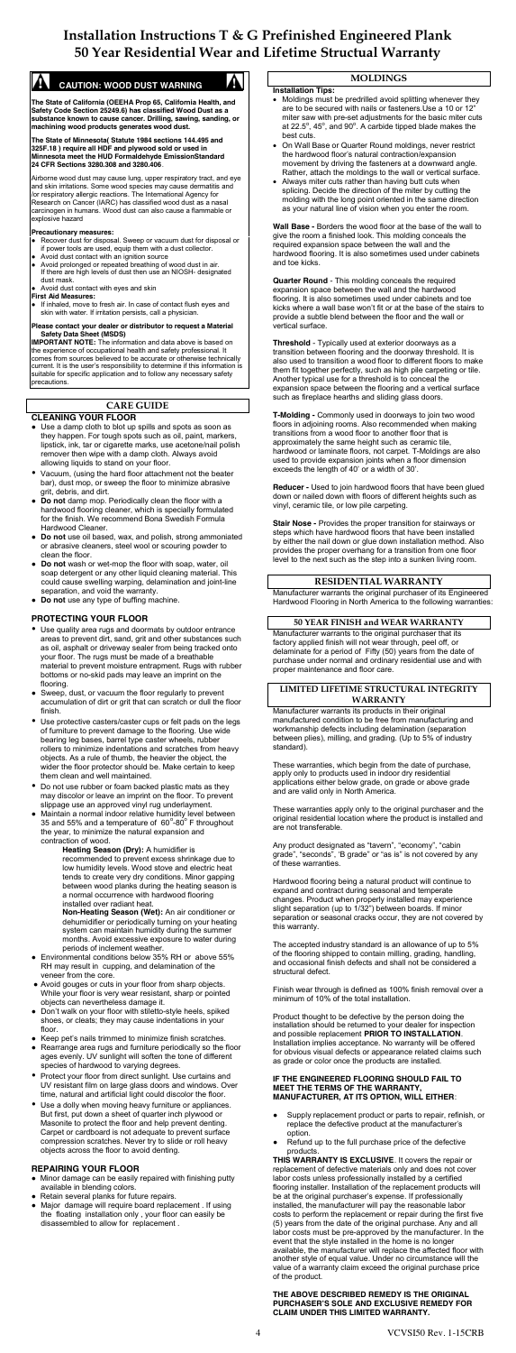# Installation Instructions T & G Prefinished Engineered Plank 50 Year Residential Wear and Lifetime Structual Warranty

## CAUTION: WOOD DUST WARNING

**The State of California (OEEHA Prop 65, California Health, and Safety Code Section 25249.6) has classified Wood Dust as a substance known to cause cancer. Drilling, sawing, sanding, or machining wood products generates wood dust.**

**The State of Minnesota( Statute 1984 sections 144.495 and 325F.18 ) require all HDF and plywood sold or used in Minnesota meet the HUD Formaldehyde EmissionStandard 24 CFR Sections 3280.308 and 3280.406**.

Airborne wood dust may cause lung, upper respiratory tract, and eye and skin irritations. Some wood species may cause dermatitis and /or respiratory allergic reactions. The International Agency for Research on Cancer (IARC) has classified wood dust as a nasal carcinogen in humans. Wood dust can also cause a flammable or explosive hazard

**Precautionary measures:**

- Recover dust for disposal. Sweep or vacuum dust for disposal or if power tools are used, equip them with a dust collector.
- Avoid dust contact with an ignition source
- Avoid prolonged or repeated breathing of wood dust in air. If there are high levels of dust then use an NIOSH- designated dust mask.
- Avoid dust contact with eyes and skin

**First Aid Measures:**

- If inhaled, move to fresh air. In case of contact flush eyes and skin with water. If irritation persists, call a physician.

**Please contact your dealer or distributor to request a Material Safety Data Sheet (MSDS)**

**IMPORTANT NOTE:** The information and data above is based on the experience of occupational health and safety professional. It comes from sources believed to be accurate or otherwise technically current. It is the user's responsibility to determine if this information is suitable for specific application and to follow any necessary safety precautions.

## CARE GUIDE

### CLEANING YOUR FLOOR

- Use a damp cloth to blot up spills and spots as soon as they happen. For tough spots such as oil, paint, markers, lipstick, ink, tar or cigarette marks, use acetone/nail polish remover then wipe with a damp cloth. Always avoid allowing liquids to stand on your floor.
- Vacuum, (using the hard floor attachment not the beater bar), dust mop, or sweep the floor to minimize abrasive grit, debris, and dirt.
- **Do not** damp mop. Periodically clean the floor with a hardwood flooring cleaner, which is specially formulated for the finish. We recommend Bona Swedish Formula Hardwood Cleaner.
- **Do not** use oil based, wax, and polish, strong ammoniated or abrasive cleaners, steel wool or scouring powder to clean the floor.
- **Do not** wash or wet-mop the floor with soap, water, oil soap detergent or any other liquid cleaning material. This could cause swelling warping, delamination and joint-line separation, and void the warranty.
- **Do not** use any type of buffing machine.

### PROTECTING YOUR FLOOR

- Use quality area rugs and doormats by outdoor entrance areas to prevent dirt, sand, grit and other substances such as oil, asphalt or driveway sealer from being tracked onto your floor. The rugs must be made of a breathable material to prevent moisture entrapment. Rugs with rubber bottoms or no-skid pads may leave an imprint on the flooring.
- Sweep, dust, or vacuum the floor regularly to prevent accumulation of dirt or grit that can scratch or dull the floor finish.
- Use protective casters/caster cups or felt pads on the legs of furniture to prevent damage to the flooring. Use wide bearing leg bases, barrel type caster wheels, rubber rollers to minimize indentations and scratches from heavy objects. As a rule of thumb, the heavier the object, the wider the floor protector should be. Make certain to keep them clean and well maintained.
- Do not use rubber or foam backed plastic mats as they may discolor or leave an imprint on the floor. To prevent slippage use an approved vinyl rug underlayment.
- Maintain a normal indoor relative humidity level between 35 and 55% and a temperature of 60°-80° F throughout the year, to minimize the natural expansion and contraction of wood.

  **Heating Season (Dry):** A humidifier is recommended to prevent excess shrinkage due to low humidity levels. Wood stove and electric heat tends to create very dry conditions. Minor gapping between wood planks during the heating season is a normal occurrence with hardwood flooring installed over radiant heat.

  **Non-Heating Season (Wet):** An air conditioner or dehumidifier or periodically turning on your heating system can maintain humidity during the summer months. Avoid excessive exposure to water during periods of inclement weather.
- Environmental conditions below 35% RH or above 55% RH may result in cupping, and delamination of the veneer from the core.
- Avoid gouges or cuts in your floor from sharp objects. While your floor is very wear resistant, sharp or pointed objects can nevertheless damage it.
- Don't walk on your floor with stiletto-style heels, spiked shoes, or cleats; they may cause indentations in your floor.
- Keep pet's nails trimmed to minimize finish scratches.
- Rearrange area rugs and furniture periodically so the floor ages evenly. UV sunlight will soften the tone of different species of hardwood to varying degrees.
- Protect your floor from direct sunlight. Use curtains and UV resistant film on large glass doors and windows. Over time, natural and artificial light could discolor the floor.
- Use a dolly when moving heavy furniture or appliances. But first, put down a sheet of quarter inch plywood or Masonite to protect the floor and help prevent denting. Carpet or cardboard is not adequate to prevent surface compression scratches. Never try to slide or roll heavy objects across the floor to avoid denting.

### REPAIRING YOUR FLOOR

- Minor damage can be easily repaired with finishing putty available in blending colors.
- Retain several planks for future repairs.
- Major damage will require board replacement . If using the floating installation only , your floor can easily be disassembled to allow for replacement .

## MOLDINGS

### Installation Tips:

- Moldings must be predrilled avoid splitting whenever they are to be secured with nails or fasteners.Use a 10 or 12" miter saw with pre-set adjustments for the basic miter cuts at 22.5°, 45°, and 90°. A carbide tipped blade makes the best cuts.
- On Wall Base or Quarter Round moldings, never restrict the hardwood floor's natural contraction/expansion movement by driving the fasteners at a downward angle. Rather, attach the moldings to the wall or vertical surface.
- Always miter cuts rather than having butt cuts when splicing. Decide the direction of the miter by cutting the molding with the long point oriented in the same direction as your natural line of vision when you enter the room.

**Wall Base -** Borders the wood floor at the base of the wall to give the room a finished look. This molding conceals the required expansion space between the wall and the hardwood flooring. It is also sometimes used under cabinets and toe kicks.

**Quarter Round** - This molding conceals the required expansion space between the wall and the hardwood flooring. It is also sometimes used under cabinets and toe kicks where a wall base won't fit or at the base of the stairs to provide a subtle blend between the floor and the wall or vertical surface.

**Threshold** - Typically used at exterior doorways as a transition between flooring and the doorway threshold. It is also used to transition a wood floor to different floors to make them fit together perfectly, such as high pile carpeting or tile. Another typical use for a threshold is to conceal the expansion space between the flooring and a vertical surface such as fireplace hearths and sliding glass doors.

**T-Molding -** Commonly used in doorways to join two wood floors in adjoining rooms. Also recommended when making transitions from a wood floor to another floor that is approximately the same height such as ceramic tile, hardwood or laminate floors, not carpet. T-Moldings are also used to provide expansion joints when a floor dimension exceeds the length of 40' or a width of 30'.

**Reducer -** Used to join hardwood floors that have been glued down or nailed down with floors of different heights such as vinyl, ceramic tile, or low pile carpeting.

**Stair Nose -** Provides the proper transition for stairways or steps which have hardwood floors that have been installed by either the nail down or glue down installation method. Also provides the proper overhang for a transition from one floor level to the next such as the step into a sunken living room.

## RESIDENTIAL WARRANTY

Manufacturer warrants the original purchaser of its Engineered Hardwood Flooring in North America to the following warranties:

## 50 YEAR FINISH and WEAR WARRANTY

Manufacturer warrants to the original purchaser that its factory applied finish will not wear through, peel off, or delaminate for a period of Fifty (50) years from the date of purchase under normal and ordinary residential use and with proper maintenance and floor care.

## LIMITED LIFETIME STRUCTURAL INTEGRITY WARRANTY

Manufacturer warrants its products in their original manufactured condition to be free from manufacturing and workmanship defects including delamination (separation between plies), milling, and grading. (Up to 5% of industry standard).

These warranties, which begin from the date of purchase, apply only to products used in indoor dry residential applications either below grade, on grade or above grade and are valid only in North America.

These warranties apply only to the original purchaser and the original residential location where the product is installed and are not transferable.

Any product designated as "tavern", "economy", "cabin grade", "seconds", 'B grade" or "as is" is not covered by any of these warranties.

Hardwood flooring being a natural product will continue to expand and contract during seasonal and temperate changes. Product when properly installed may experience slight separation (up to 1/32") between boards. If minor separation or seasonal cracks occur, they are not covered by this warranty.

The accepted industry standard is an allowance of up to 5% of the flooring shipped to contain milling, grading, handling, and occasional finish defects and shall not be considered a structural defect.

Finish wear through is defined as 100% finish removal over a minimum of 10% of the total installation.

Product thought to be defective by the person doing the installation should be returned to your dealer for inspection and possible replacement **PRIOR TO INSTALLATION**. Installation implies acceptance. No warranty will be offered for obvious visual defects or appearance related claims such as grade or color once the products are installed.

**IF THE ENGINEERED FLOORING SHOULD FAIL TO MEET THE TERMS OF THE WARRANTY, MANUFACTURER, AT ITS OPTION, WILL EITHER**:

- Supply replacement product or parts to repair, refinish, or replace the defective product at the manufacturer's option.
- Refund up to the full purchase price of the defective products.

**THIS WARRANTY IS EXCLUSIVE**. It covers the repair or replacement of defective materials only and does not cover labor costs unless professionally installed by a certified flooring installer. Installation of the replacement products will be at the original purchaser's expense. If professionally installed, the manufacturer will pay the reasonable labor costs to perform the replacement or repair during the first five (5) years from the date of the original purchase. Any and all labor costs must be pre-approved by the manufacturer. In the event that the style installed in the home is no longer available, the manufacturer will replace the affected floor with another style of equal value. Under no circumstance will the value of a warranty claim exceed the original purchase price of the product.

**THE ABOVE DESCRIBED REMEDY IS THE ORIGINAL PURCHASER'S SOLE AND EXCLUSIVE REMEDY FOR CLAIM UNDER THIS LIMITED WARRANTY.**

VCVSI50 Rev. 1-15CRB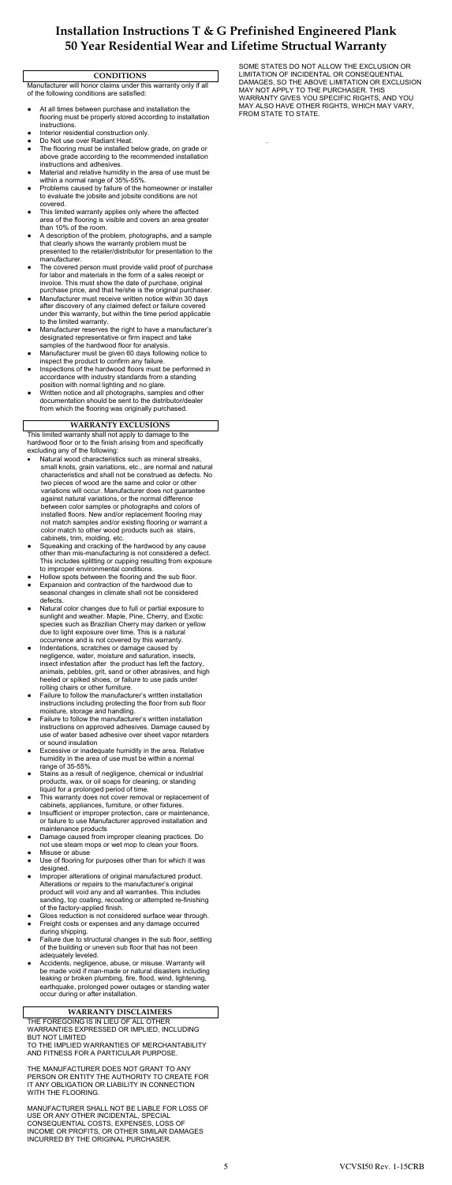# Installation Instructions T & G Prefinished Engineered Plank 50 Year Residential Wear and Lifetime Structual Warranty

## CONDITIONS

Manufacturer will honor claims under this warranty only if all of the following conditions are satisfied:

- At all times between purchase and installation the flooring must be properly stored according to installation instructions.
- Interior residential construction only.
- Do Not use over Radiant Heat.
- The flooring must be installed below grade, on grade or above grade according to the recommended installation instructions and adhesives.
- Material and relative humidity in the area of use must be within a normal range of 35%-55%.
- Problems caused by failure of the homeowner or installer to evaluate the jobsite and jobsite conditions are not covered.
- This limited warranty applies only where the affected area of the flooring is visible and covers an area greater than 10% of the room.
- A description of the problem, photographs, and a sample that clearly shows the warranty problem must be presented to the retailer/distributor for presentation to the manufacturer.
- The covered person must provide valid proof of purchase for labor and materials in the form of a sales receipt or invoice. This must show the date of purchase, original purchase price, and that he/she is the original purchaser.
- Manufacturer must receive written notice within 30 days after discovery of any claimed defect or failure covered under this warranty, but within the time period applicable to the limited warranty.
- Manufacturer reserves the right to have a manufacturer's designated representative or firm inspect and take samples of the hardwood floor for analysis.
- Manufacturer must be given 60 days following notice to inspect the product to confirm any failure.
- Inspections of the hardwood floors must be performed in accordance with industry standards from a standing position with normal lighting and no glare.
- Written notice and all photographs, samples and other documentation should be sent to the distributor/dealer from which the flooring was originally purchased.

## WARRANTY EXCLUSIONS

This limited warranty shall not apply to damage to the hardwood floor or to the finish arising from and specifically excluding any of the following:

- Natural wood characteristics such as mineral streaks, small knots, grain variations, etc., are normal and natural characteristics and shall not be construed as defects. No two pieces of wood are the same and color or other variations will occur. Manufacturer does not guarantee against natural variations, or the normal difference between color samples or photographs and colors of installed floors. New and/or replacement flooring may not match samples and/or existing flooring or warrant a color match to other wood products such as stairs, cabinets, trim, molding, etc.
- Squeaking and cracking of the hardwood by any cause other than mis-manufacturing is not considered a defect. This includes splitting or cupping resulting from exposure to improper environmental conditions.
- Hollow spots between the flooring and the sub floor.
- Expansion and contraction of the hardwood due to seasonal changes in climate shall not be considered defects.
- Natural color changes due to full or partial exposure to sunlight and weather. Maple, Pine, Cherry, and Exotic species such as Brazilian Cherry may darken or yellow due to light exposure over time. This is a natural occurrence and is not covered by this warranty.
- Indentations, scratches or damage caused by negligence, water, moisture and saturation, insects, insect infestation after the product has left the factory, animals, pebbles, grit, sand or other abrasives, and high heeled or spiked shoes, or failure to use pads under rolling chairs or other furniture.
- Failure to follow the manufacturer's written installation instructions including protecting the floor from sub floor moisture, storage and handling.
- Failure to follow the manufacturer's written installation instructions on approved adhesives. Damage caused by use of water based adhesive over sheet vapor retarders or sound insulation
- Excessive or inadequate humidity in the area. Relative humidity in the area of use must be within a normal range of 35-55%.
- Stains as a result of negligence, chemical or industrial products, wax, or oil soaps for cleaning, or standing liquid for a prolonged period of time.
- This warranty does not cover removal or replacement of cabinets, appliances, furniture, or other fixtures.
- Insufficient or improper protection, care or maintenance, or failure to use Manufacturer approved installation and maintenance products
- Damage caused from improper cleaning practices. Do not use steam mops or wet mop to clean your floors.
- Misuse or abuse
- Use of flooring for purposes other than for which it was designed.
- Improper alterations of original manufactured product. Alterations or repairs to the manufacturer's original product will void any and all warranties. This includes sanding, top coating, recoating or attempted re-finishing of the factory-applied finish.
- Gloss reduction is not considered surface wear through.
- Freight costs or expenses and any damage occurred during shipping.
- Failure due to structural changes in the sub floor, settling of the building or uneven sub floor that has not been adequately leveled.
- Accidents, negligence, abuse, or misuse. Warranty will be made void if man-made or natural disasters including leaking or broken plumbing, fire, flood, wind, lightening, earthquake, prolonged power outages or standing water occur during or after installation.

## WARRANTY DISCLAIMERS

THE FOREGOING IS IN LIEU OF ALL OTHER WARRANTIES EXPRESSED OR IMPLIED, INCLUDING BUT NOT LIMITED TO THE IMPLIED WARRANTIES OF MERCHANTABILITY AND FITNESS FOR A PARTICULAR PURPOSE.

THE MANUFACTURER DOES NOT GRANT TO ANY PERSON OR ENTITY THE AUTHORITY TO CREATE FOR IT ANY OBLIGATION OR LIABILITY IN CONNECTION WITH THE FLOORING.

MANUFACTURER SHALL NOT BE LIABLE FOR LOSS OF USE OR ANY OTHER INCIDENTAL, SPECIAL CONSEQUENTIAL COSTS, EXPENSES, LOSS OF INCOME OR PROFITS, OR OTHER SIMILAR DAMAGES INCURRED BY THE ORIGINAL PURCHASER.

SOME STATES DO NOT ALLOW THE EXCLUSION OR LIMITATION OF INCIDENTAL OR CONSEQUENTIAL DAMAGES, SO THE ABOVE LIMITATION OR EXCLUSION MAY NOT APPLY TO THE PURCHASER. THIS WARRANTY GIVES YOU SPECIFIC RIGHTS, AND YOU MAY ALSO HAVE OTHER RIGHTS, WHICH MAY VARY, FROM STATE TO STATE.

VCVSI50 Rev. 1-15CRB